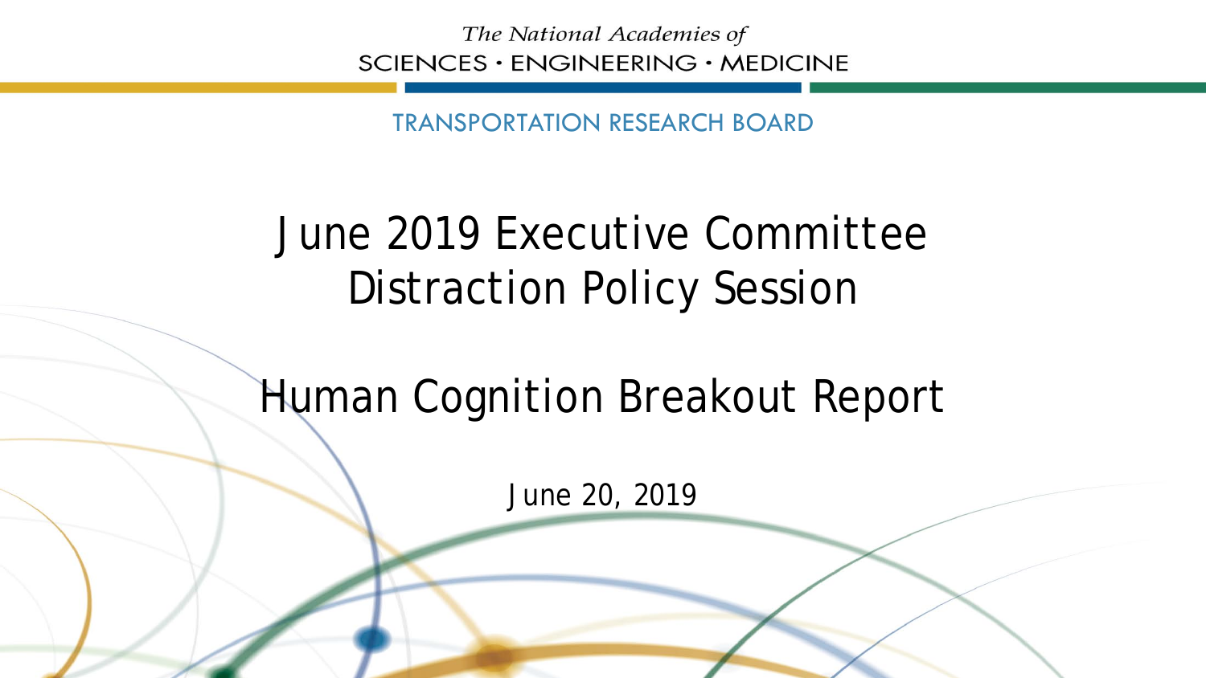The National Academies of

SCIENCES · ENGINEERING · MEDICINE

TRANSPORTATION RESEARCH BOARD

# June 2019 Executive Committee Distraction Policy Session

# Human Cognition Breakout Report

June 20, 2019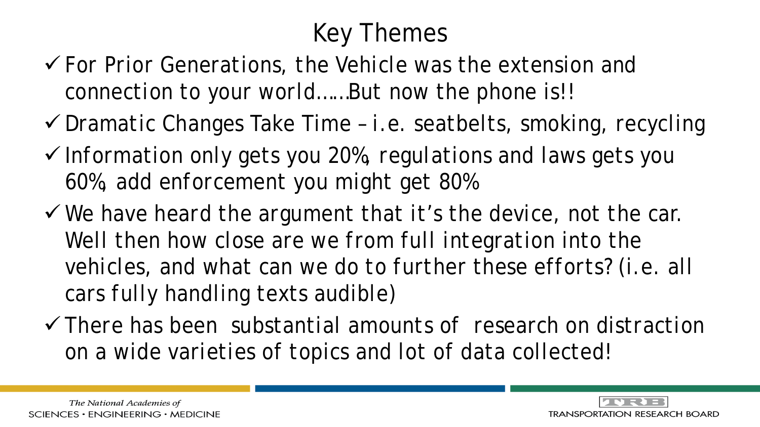# Key Themes

- ✓ For Prior Generations, the Vehicle was the extension and connection to your world……But now the phone is!!
- ✓ Dramatic Changes Take Time – i.e. seatbelts, smoking, recycling
- ✓ Information only gets you 20%, regulations and laws gets you 60%, add enforcement you might get 80%
- ✓ We have heard the argument that it's the device, not the car. Well then how close are we from full integration into the vehicles, and what can we do to further these efforts? (i.e. all cars fully handling texts audible)
- ✓ There has been substantial amounts of research on distraction on a wide varieties of topics and lot of data collected!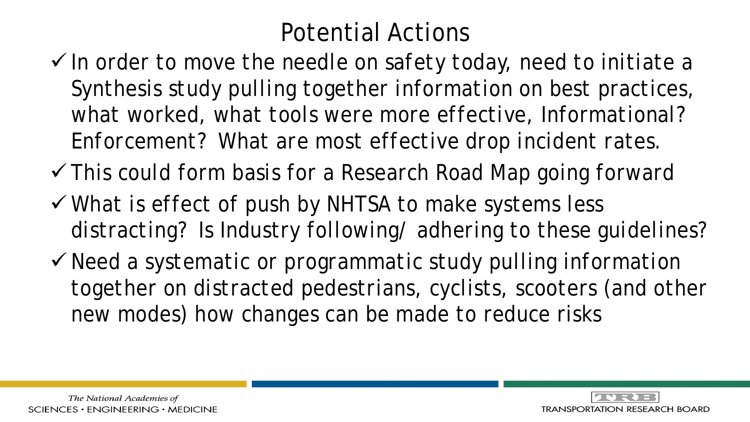# Potential Actions

- ✓ In order to move the needle on safety today, need to initiate a Synthesis study pulling together information on best practices, what worked, what tools were more effective, Informational? Enforcement? What are most effective drop incident rates.
- ✓ This could form basis for a Research Road Map going forward
- ✓ What is effect of push by NHTSA to make systems less distracting? Is Industry following/ adhering to these guidelines?
- ✓ Need a systematic or programmatic study pulling information together on distracted pedestrians, cyclists, scooters (and other new modes) how changes can be made to reduce risks